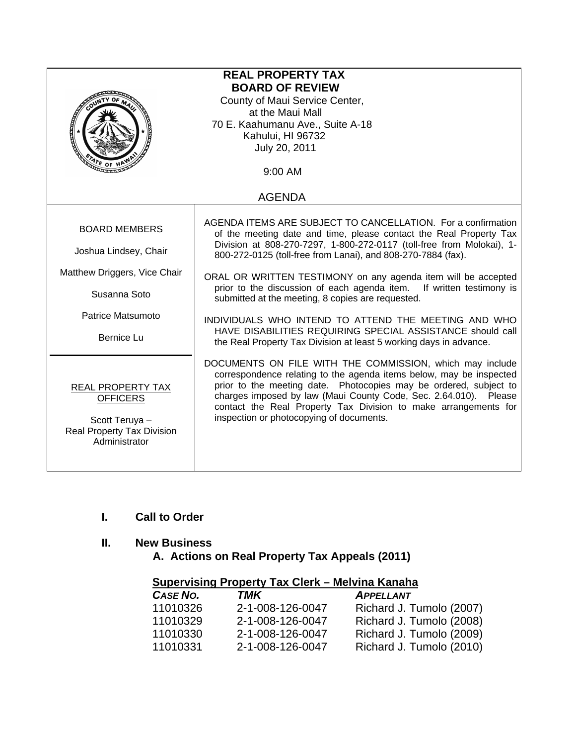**REAL PROPERTY TAX**
**BOARD OF REVIEW**

County of Maui Service Center,
at the Maui Mall
70 E. Kaahumanu Ave., Suite A-18
Kahului, HI 96732
July 20, 2011

9:00 AM

AGENDA

BOARD MEMBERS

Joshua Lindsey, Chair

Matthew Driggers, Vice Chair

Susanna Soto

Patrice Matsumoto

Bernice Lu

REAL PROPERTY TAX OFFICERS

Scott Teruya –
Real Property Tax Division Administrator

AGENDA ITEMS ARE SUBJECT TO CANCELLATION. For a confirmation of the meeting date and time, please contact the Real Property Tax Division at 808-270-7297, 1-800-272-0117 (toll-free from Molokai), 1-800-272-0125 (toll-free from Lanai), and 808-270-7884 (fax).

ORAL OR WRITTEN TESTIMONY on any agenda item will be accepted prior to the discussion of each agenda item. If written testimony is submitted at the meeting, 8 copies are requested.

INDIVIDUALS WHO INTEND TO ATTEND THE MEETING AND WHO HAVE DISABILITIES REQUIRING SPECIAL ASSISTANCE should call the Real Property Tax Division at least 5 working days in advance.

DOCUMENTS ON FILE WITH THE COMMISSION, which may include correspondence relating to the agenda items below, may be inspected prior to the meeting date. Photocopies may be ordered, subject to charges imposed by law (Maui County Code, Sec. 2.64.010). Please contact the Real Property Tax Division to make arrangements for inspection or photocopying of documents.

## I. Call to Order

## II. New Business

### A. Actions on Real Property Tax Appeals (2011)

**Supervising Property Tax Clerk – Melvina Kanaha**

| *CASE NO.* | *TMK* | *APPELLANT* |
|---|---|---|
| 11010326 | 2-1-008-126-0047 | Richard J. Tumolo (2007) |
| 11010329 | 2-1-008-126-0047 | Richard J. Tumolo (2008) |
| 11010330 | 2-1-008-126-0047 | Richard J. Tumolo (2009) |
| 11010331 | 2-1-008-126-0047 | Richard J. Tumolo (2010) |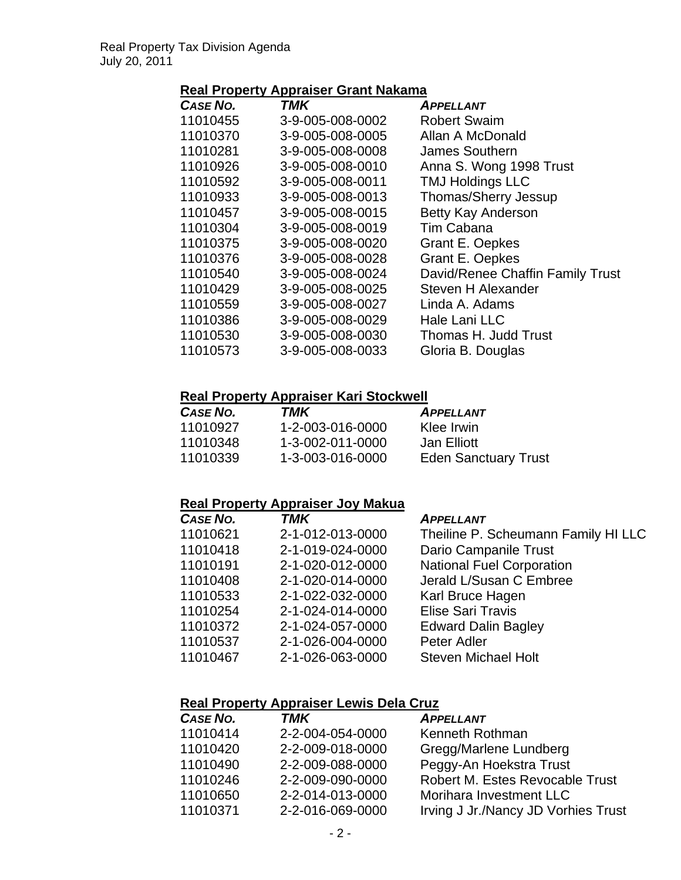## Real Property Appraiser Grant Nakama

| *CASE NO.* | *TMK* | *APPELLANT* |
|---|---|---|
| 11010455 | 3-9-005-008-0002 | Robert Swaim |
| 11010370 | 3-9-005-008-0005 | Allan A McDonald |
| 11010281 | 3-9-005-008-0008 | James Southern |
| 11010926 | 3-9-005-008-0010 | Anna S. Wong 1998 Trust |
| 11010592 | 3-9-005-008-0011 | TMJ Holdings LLC |
| 11010933 | 3-9-005-008-0013 | Thomas/Sherry Jessup |
| 11010457 | 3-9-005-008-0015 | Betty Kay Anderson |
| 11010304 | 3-9-005-008-0019 | Tim Cabana |
| 11010375 | 3-9-005-008-0020 | Grant E. Oepkes |
| 11010376 | 3-9-005-008-0028 | Grant E. Oepkes |
| 11010540 | 3-9-005-008-0024 | David/Renee Chaffin Family Trust |
| 11010429 | 3-9-005-008-0025 | Steven H Alexander |
| 11010559 | 3-9-005-008-0027 | Linda A. Adams |
| 11010386 | 3-9-005-008-0029 | Hale Lani LLC |
| 11010530 | 3-9-005-008-0030 | Thomas H. Judd Trust |
| 11010573 | 3-9-005-008-0033 | Gloria B. Douglas |

## Real Property Appraiser Kari Stockwell

| *CASE NO.* | *TMK* | *APPELLANT* |
|---|---|---|
| 11010927 | 1-2-003-016-0000 | Klee Irwin |
| 11010348 | 1-3-002-011-0000 | Jan Elliott |
| 11010339 | 1-3-003-016-0000 | Eden Sanctuary Trust |

## Real Property Appraiser Joy Makua

| *CASE NO.* | *TMK* | *APPELLANT* |
|---|---|---|
| 11010621 | 2-1-012-013-0000 | Theiline P. Scheumann Family HI LLC |
| 11010418 | 2-1-019-024-0000 | Dario Campanile Trust |
| 11010191 | 2-1-020-012-0000 | National Fuel Corporation |
| 11010408 | 2-1-020-014-0000 | Jerald L/Susan C Embree |
| 11010533 | 2-1-022-032-0000 | Karl Bruce Hagen |
| 11010254 | 2-1-024-014-0000 | Elise Sari Travis |
| 11010372 | 2-1-024-057-0000 | Edward Dalin Bagley |
| 11010537 | 2-1-026-004-0000 | Peter Adler |
| 11010467 | 2-1-026-063-0000 | Steven Michael Holt |

## Real Property Appraiser Lewis Dela Cruz

| *CASE NO.* | *TMK* | *APPELLANT* |
|---|---|---|
| 11010414 | 2-2-004-054-0000 | Kenneth Rothman |
| 11010420 | 2-2-009-018-0000 | Gregg/Marlene Lundberg |
| 11010490 | 2-2-009-088-0000 | Peggy-An Hoekstra Trust |
| 11010246 | 2-2-009-090-0000 | Robert M. Estes Revocable Trust |
| 11010650 | 2-2-014-013-0000 | Morihara Investment LLC |
| 11010371 | 2-2-016-069-0000 | Irving J Jr./Nancy JD Vorhies Trust |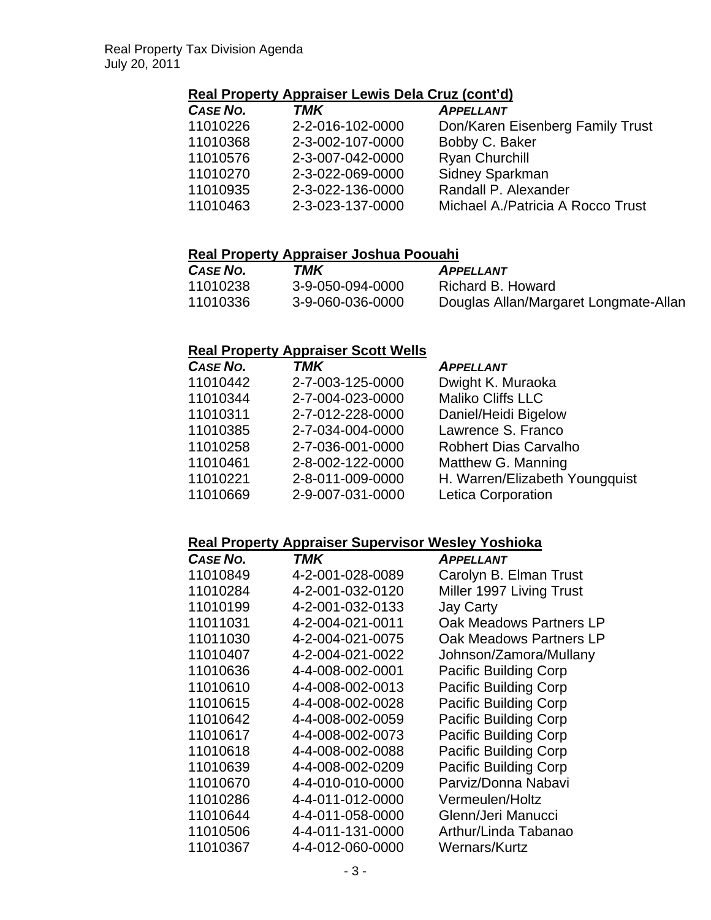## Real Property Appraiser Lewis Dela Cruz (cont'd)

| CASE NO. | TMK | APPELLANT |
|---|---|---|
| 11010226 | 2-2-016-102-0000 | Don/Karen Eisenberg Family Trust |
| 11010368 | 2-3-002-107-0000 | Bobby C. Baker |
| 11010576 | 2-3-007-042-0000 | Ryan Churchill |
| 11010270 | 2-3-022-069-0000 | Sidney Sparkman |
| 11010935 | 2-3-022-136-0000 | Randall P. Alexander |
| 11010463 | 2-3-023-137-0000 | Michael A./Patricia A Rocco Trust |

## Real Property Appraiser Joshua Poouahi

| CASE NO. | TMK | APPELLANT |
|---|---|---|
| 11010238 | 3-9-050-094-0000 | Richard B. Howard |
| 11010336 | 3-9-060-036-0000 | Douglas Allan/Margaret Longmate-Allan |

## Real Property Appraiser Scott Wells

| CASE NO. | TMK | APPELLANT |
|---|---|---|
| 11010442 | 2-7-003-125-0000 | Dwight K. Muraoka |
| 11010344 | 2-7-004-023-0000 | Maliko Cliffs LLC |
| 11010311 | 2-7-012-228-0000 | Daniel/Heidi Bigelow |
| 11010385 | 2-7-034-004-0000 | Lawrence S. Franco |
| 11010258 | 2-7-036-001-0000 | Robhert Dias Carvalho |
| 11010461 | 2-8-002-122-0000 | Matthew G. Manning |
| 11010221 | 2-8-011-009-0000 | H. Warren/Elizabeth Youngquist |
| 11010669 | 2-9-007-031-0000 | Letica Corporation |

## Real Property Appraiser Supervisor Wesley Yoshioka

| CASE NO. | TMK | APPELLANT |
|---|---|---|
| 11010849 | 4-2-001-028-0089 | Carolyn B. Elman Trust |
| 11010284 | 4-2-001-032-0120 | Miller 1997 Living Trust |
| 11010199 | 4-2-001-032-0133 | Jay Carty |
| 11011031 | 4-2-004-021-0011 | Oak Meadows Partners LP |
| 11011030 | 4-2-004-021-0075 | Oak Meadows Partners LP |
| 11010407 | 4-2-004-021-0022 | Johnson/Zamora/Mullany |
| 11010636 | 4-4-008-002-0001 | Pacific Building Corp |
| 11010610 | 4-4-008-002-0013 | Pacific Building Corp |
| 11010615 | 4-4-008-002-0028 | Pacific Building Corp |
| 11010642 | 4-4-008-002-0059 | Pacific Building Corp |
| 11010617 | 4-4-008-002-0073 | Pacific Building Corp |
| 11010618 | 4-4-008-002-0088 | Pacific Building Corp |
| 11010639 | 4-4-008-002-0209 | Pacific Building Corp |
| 11010670 | 4-4-010-010-0000 | Parviz/Donna Nabavi |
| 11010286 | 4-4-011-012-0000 | Vermeulen/Holtz |
| 11010644 | 4-4-011-058-0000 | Glenn/Jeri Manucci |
| 11010506 | 4-4-011-131-0000 | Arthur/Linda Tabanao |
| 11010367 | 4-4-012-060-0000 | Wernars/Kurtz |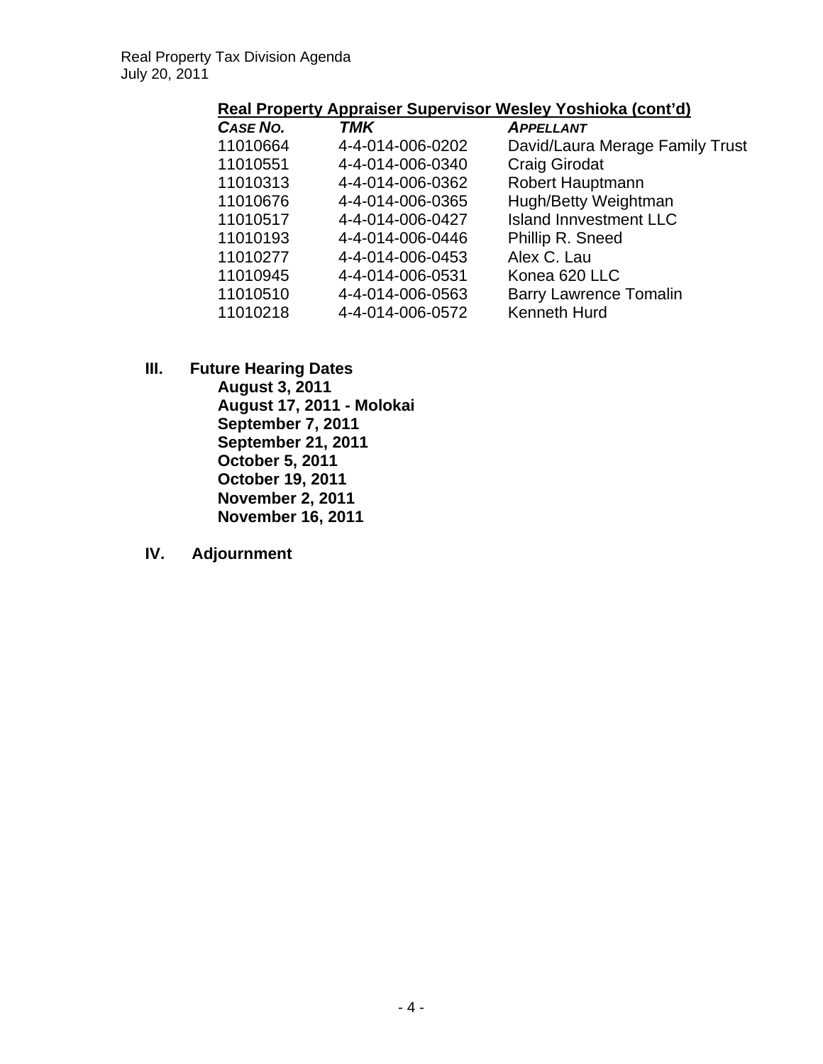**Real Property Appraiser Supervisor Wesley Yoshioka (cont'd)**

| *CASE NO.* | *TMK* | *APPELLANT* |
|---|---|---|
| 11010664 | 4-4-014-006-0202 | David/Laura Merage Family Trust |
| 11010551 | 4-4-014-006-0340 | Craig Girodat |
| 11010313 | 4-4-014-006-0362 | Robert Hauptmann |
| 11010676 | 4-4-014-006-0365 | Hugh/Betty Weightman |
| 11010517 | 4-4-014-006-0427 | Island Innvestment LLC |
| 11010193 | 4-4-014-006-0446 | Phillip R. Sneed |
| 11010277 | 4-4-014-006-0453 | Alex C. Lau |
| 11010945 | 4-4-014-006-0531 | Konea 620 LLC |
| 11010510 | 4-4-014-006-0563 | Barry Lawrence Tomalin |
| 11010218 | 4-4-014-006-0572 | Kenneth Hurd |

**III. Future Hearing Dates**

**August 3, 2011**
**August 17, 2011 - Molokai**
**September 7, 2011**
**September 21, 2011**
**October 5, 2011**
**October 19, 2011**
**November 2, 2011**
**November 16, 2011**

**IV. Adjournment**